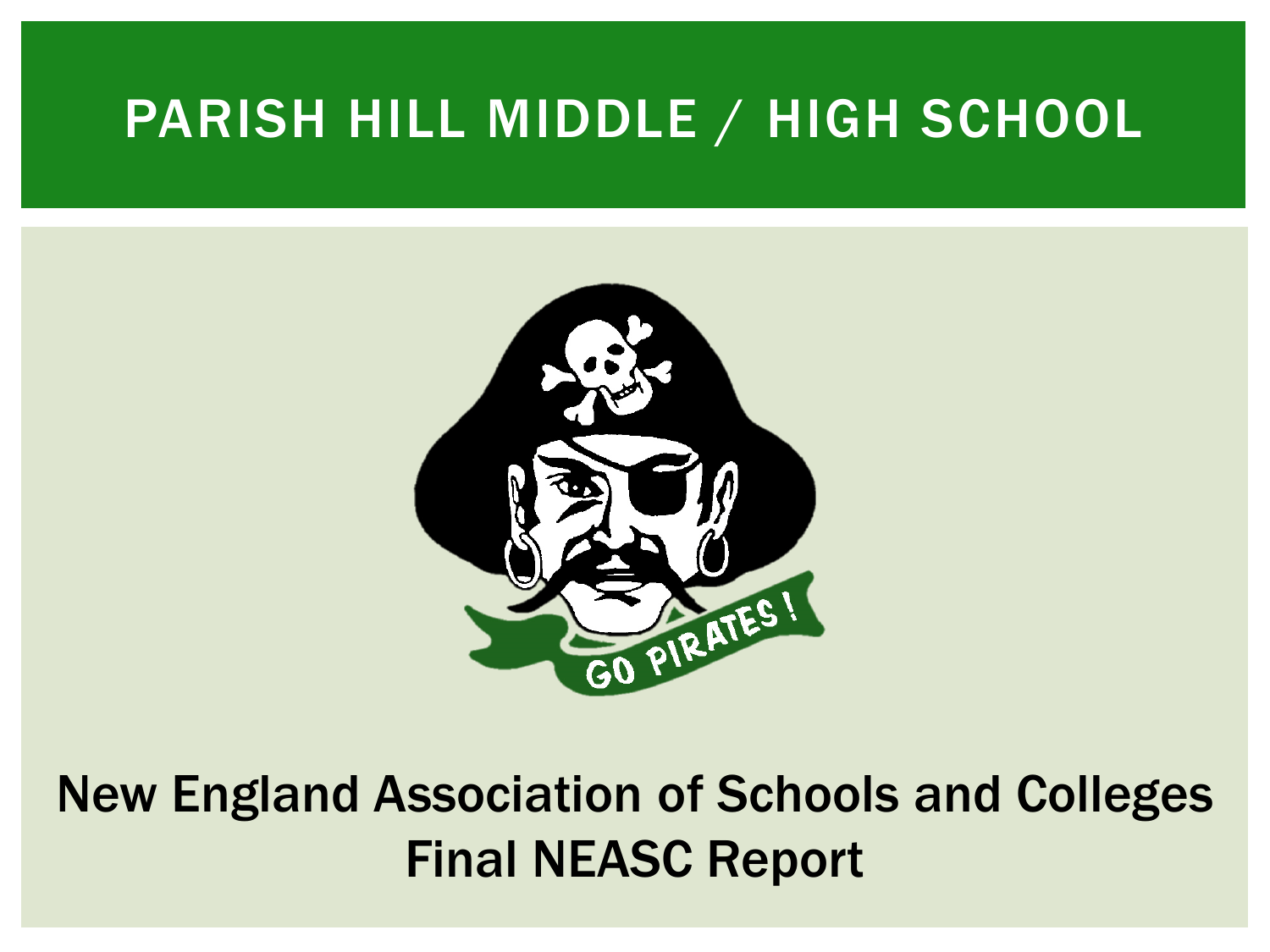# PARISH HILL MIDDLE / HIGH SCHOOL

New England Association of Schools and Colleges
Final NEASC Report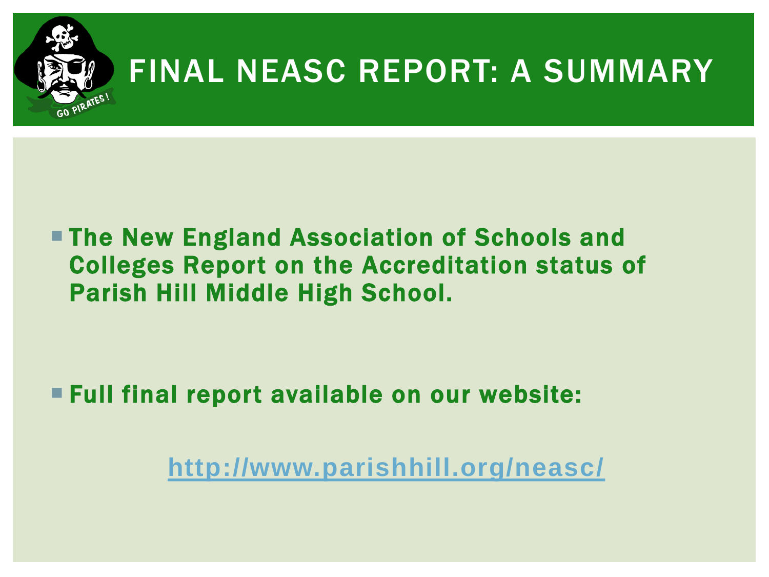# FINAL NEASC REPORT: A SUMMARY

- **The New England Association of Schools and Colleges Report on the Accreditation status of Parish Hill Middle High School.**

- **Full final report available on our website:**

  **http://www.parishhill.org/neasc/**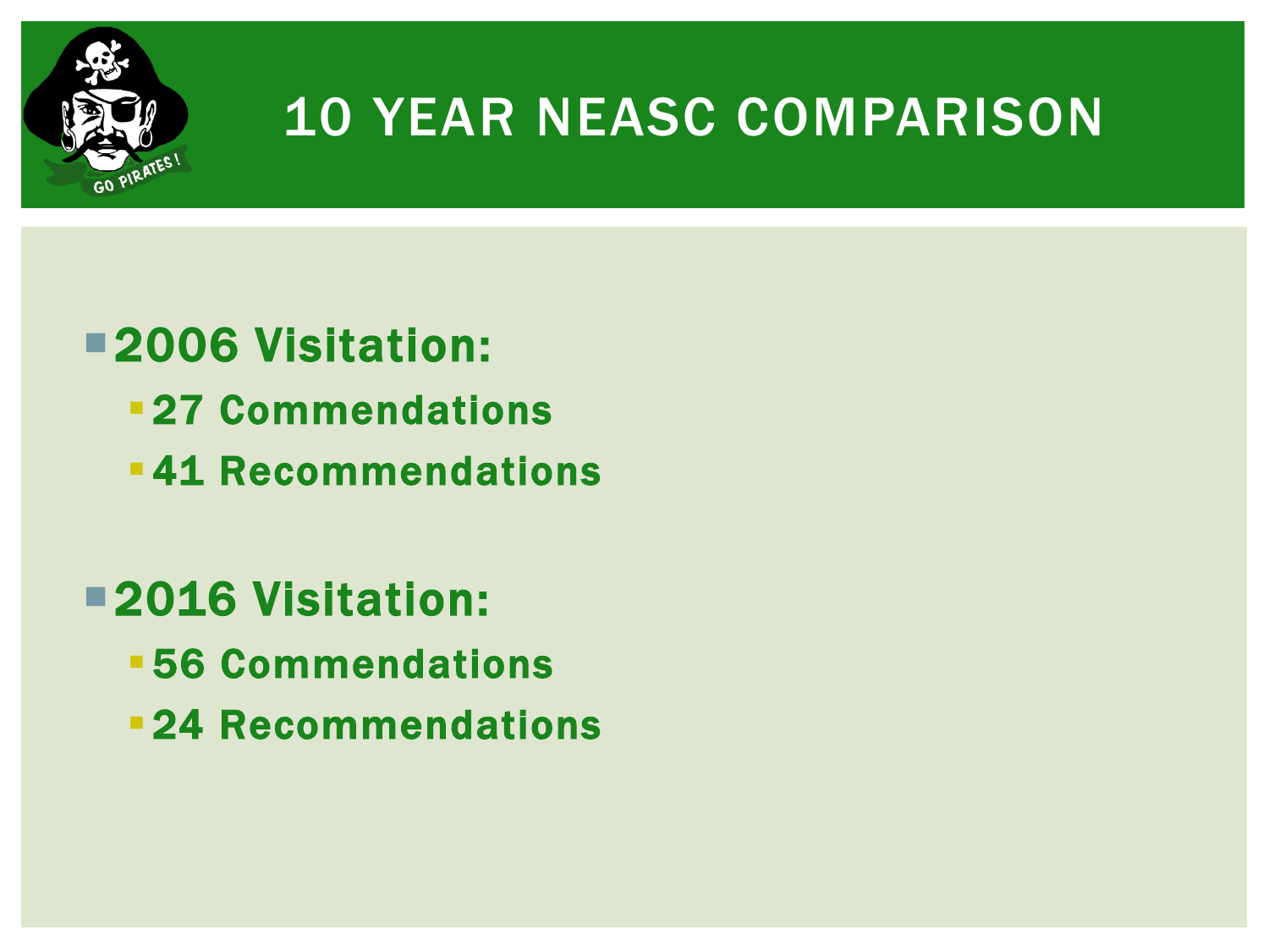# 10 YEAR NEASC COMPARISON

- **2006 Visitation:**
  - **27 Commendations**
  - **41 Recommendations**

- **2016 Visitation:**
  - **56 Commendations**
  - **24 Recommendations**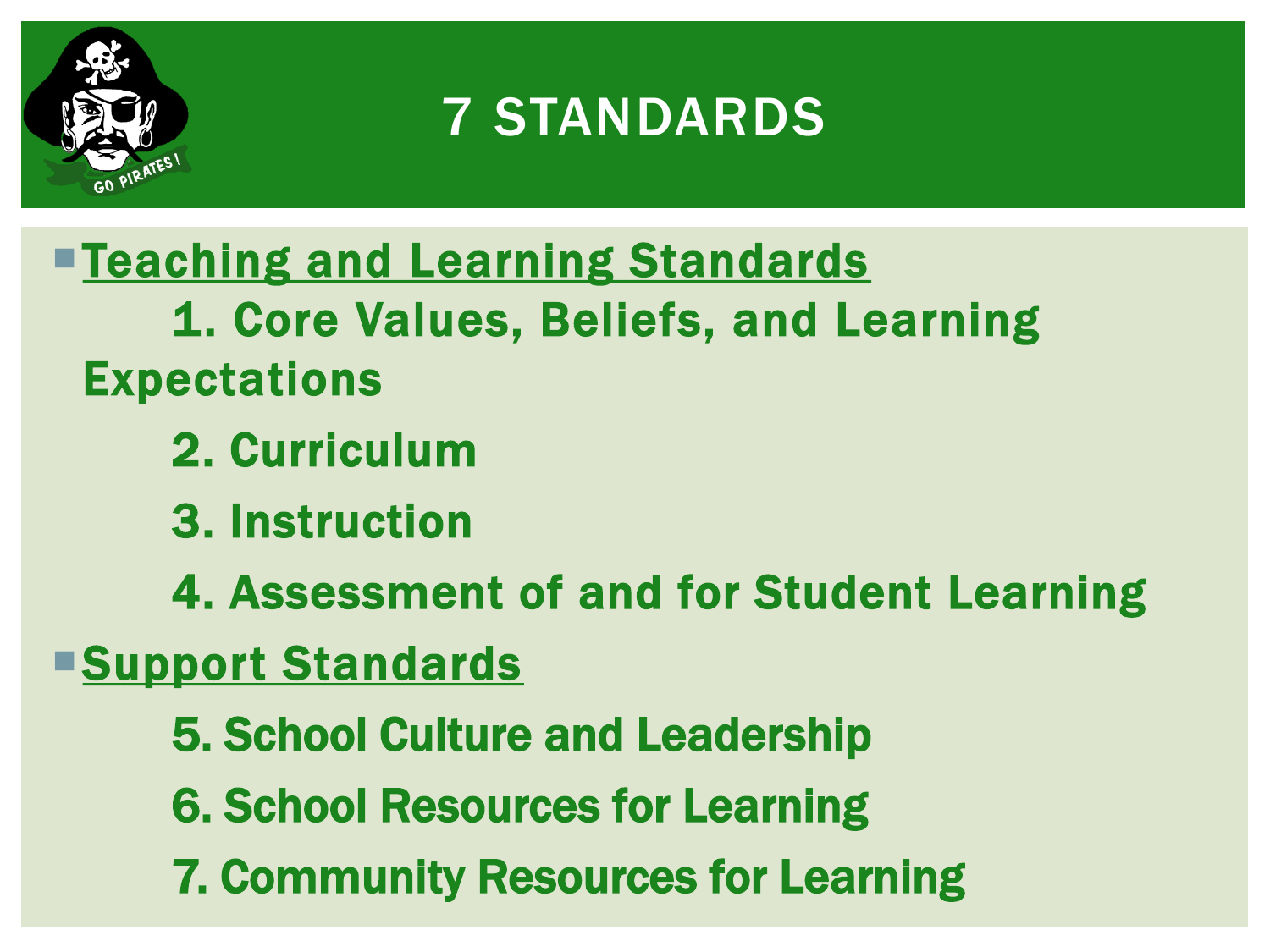# 7 STANDARDS

- **Teaching and Learning Standards**
  1. Core Values, Beliefs, and Learning Expectations
  2. Curriculum
  3. Instruction
  4. Assessment of and for Student Learning
- **Support Standards**
  5. School Culture and Leadership
  6. School Resources for Learning
  7. Community Resources for Learning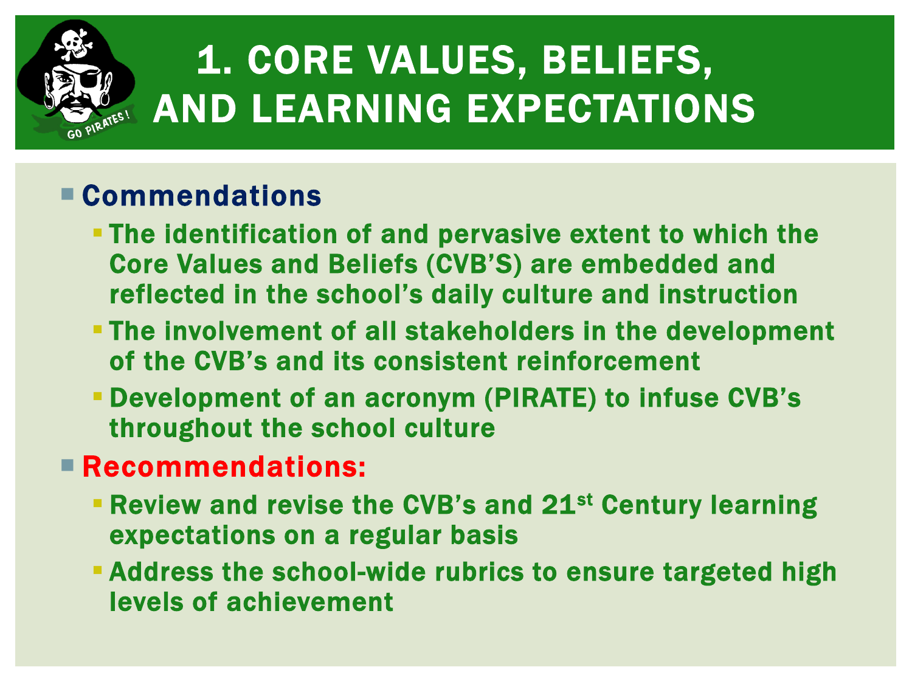# 1. CORE VALUES, BELIEFS, AND LEARNING EXPECTATIONS

- **Commendations**
  - The identification of and pervasive extent to which the Core Values and Beliefs (CVB'S) are embedded and reflected in the school's daily culture and instruction
  - The involvement of all stakeholders in the development of the CVB's and its consistent reinforcement
  - Development of an acronym (PIRATE) to infuse CVB's throughout the school culture
- **Recommendations:**
  - Review and revise the CVB's and 21st Century learning expectations on a regular basis
  - Address the school-wide rubrics to ensure targeted high levels of achievement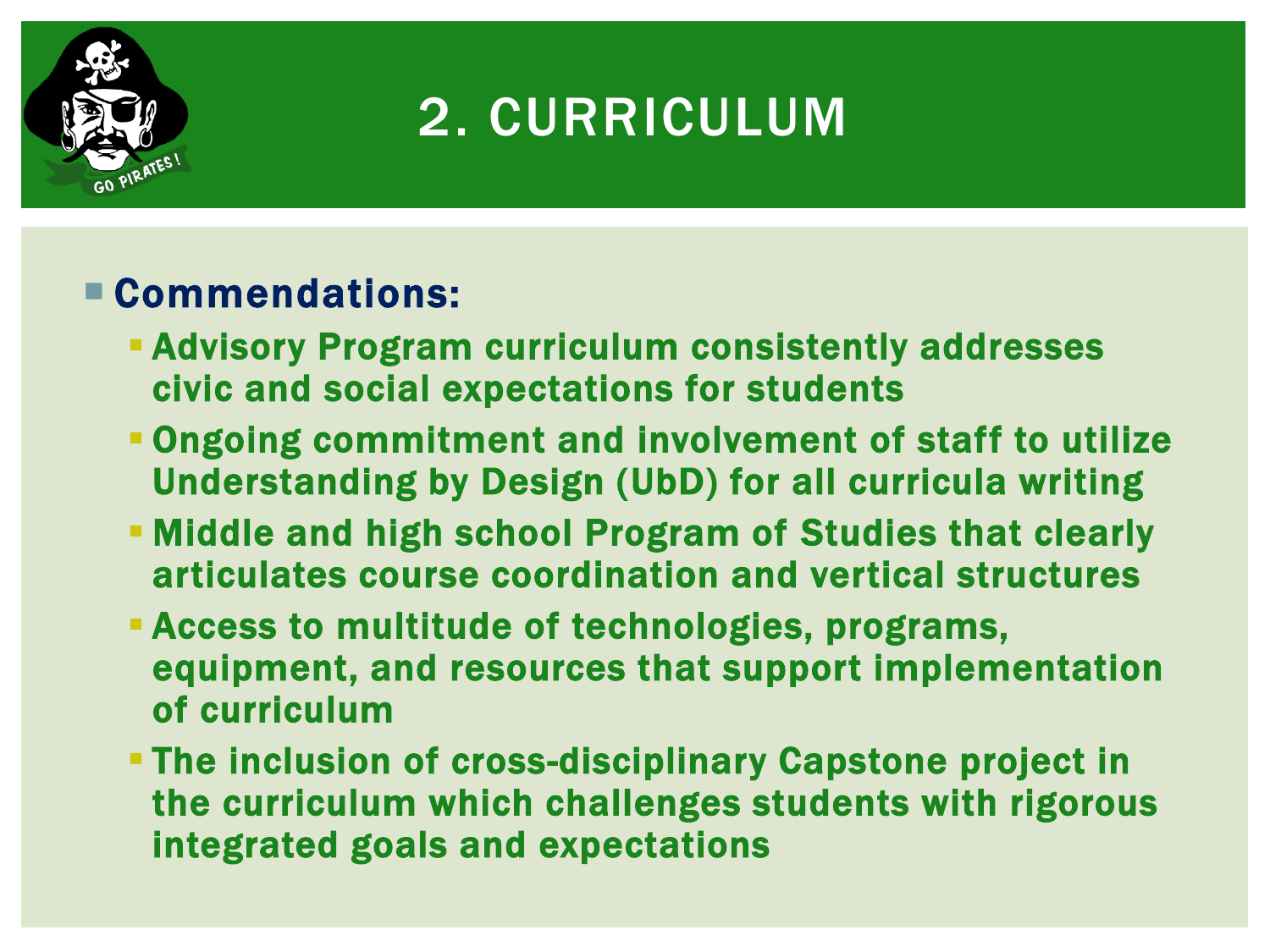# 2. CURRICULUM

- **Commendations:**
  - Advisory Program curriculum consistently addresses civic and social expectations for students
  - Ongoing commitment and involvement of staff to utilize Understanding by Design (UbD) for all curricula writing
  - Middle and high school Program of Studies that clearly articulates course coordination and vertical structures
  - Access to multitude of technologies, programs, equipment, and resources that support implementation of curriculum
  - The inclusion of cross-disciplinary Capstone project in the curriculum which challenges students with rigorous integrated goals and expectations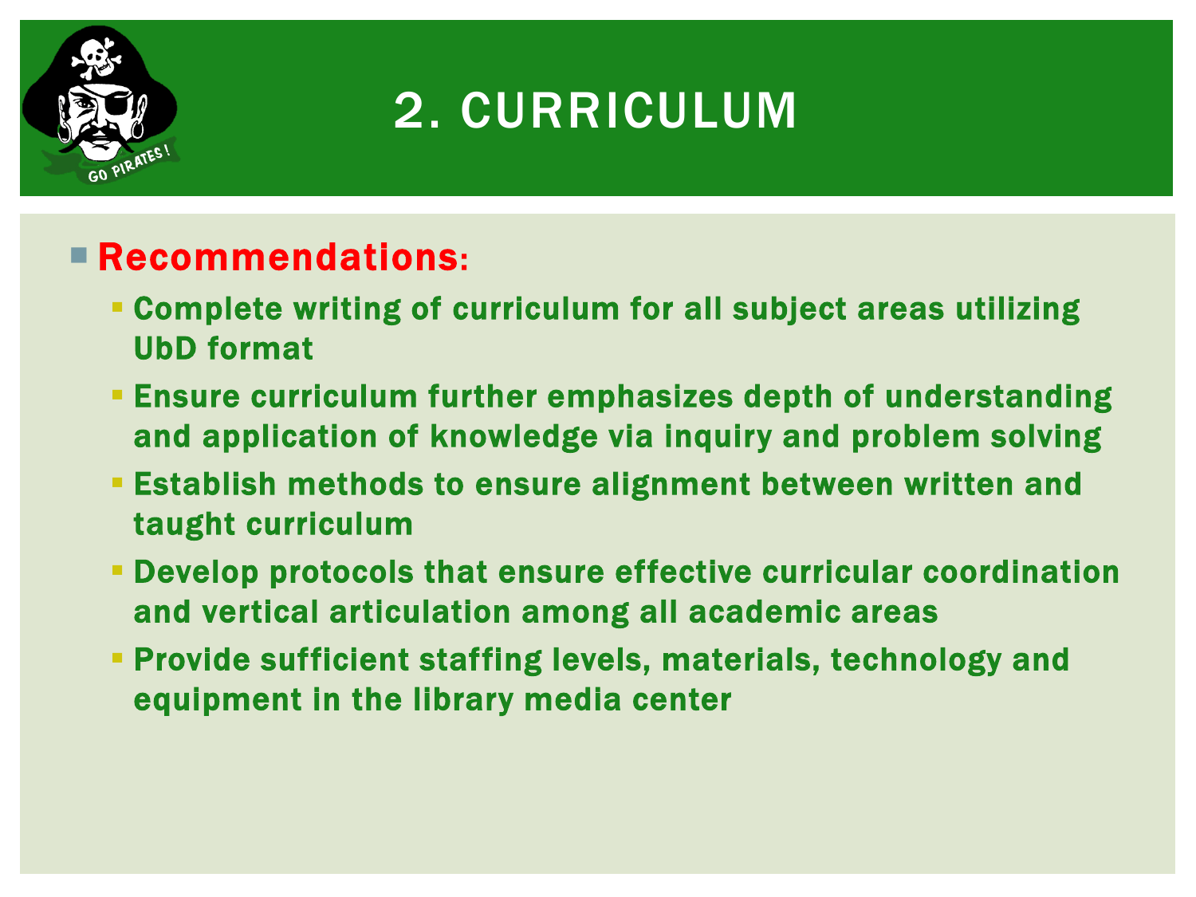# 2. CURRICULUM

- **Recommendations:**
  - Complete writing of curriculum for all subject areas utilizing UbD format
  - Ensure curriculum further emphasizes depth of understanding and application of knowledge via inquiry and problem solving
  - Establish methods to ensure alignment between written and taught curriculum
  - Develop protocols that ensure effective curricular coordination and vertical articulation among all academic areas
  - Provide sufficient staffing levels, materials, technology and equipment in the library media center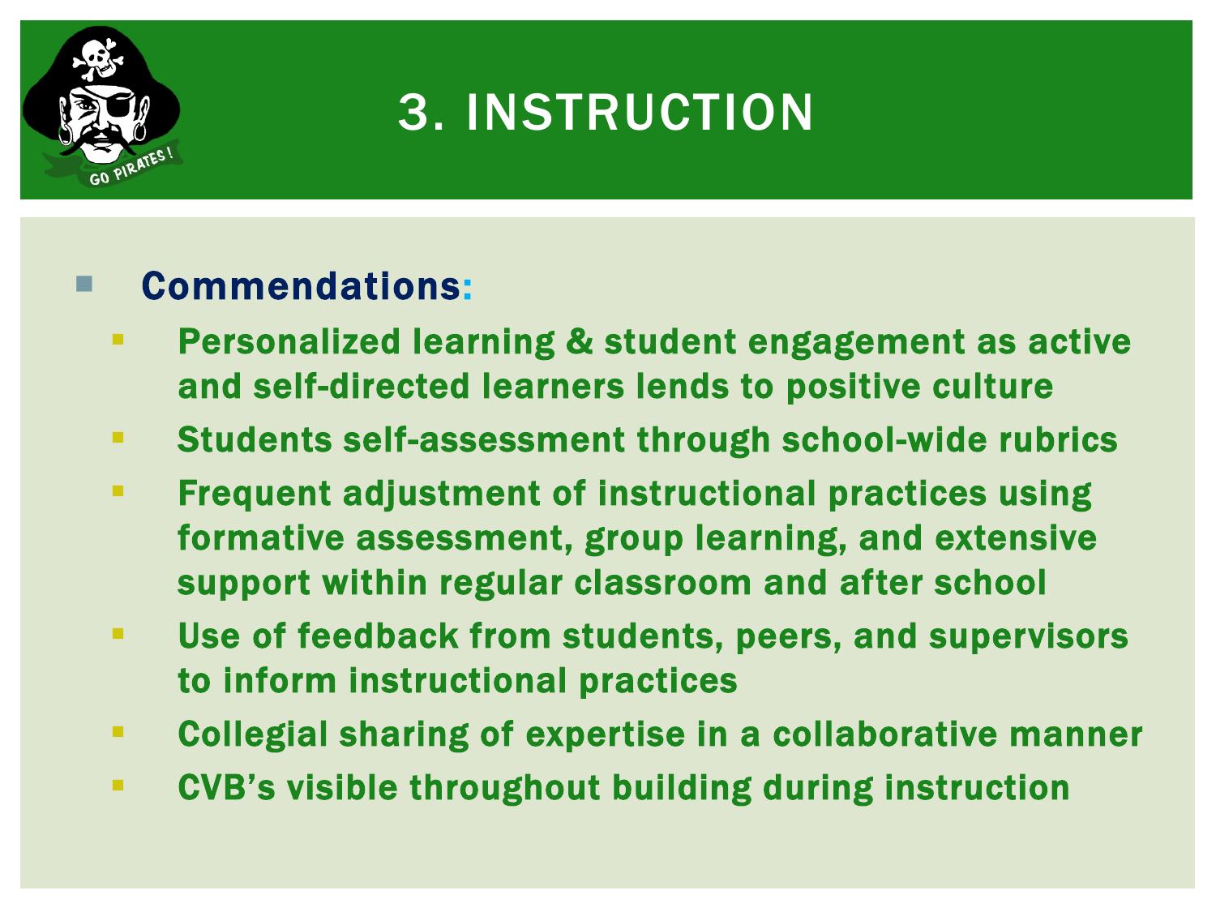# 3. INSTRUCTION

- **Commendations:**
  - Personalized learning & student engagement as active and self-directed learners lends to positive culture
  - Students self-assessment through school-wide rubrics
  - Frequent adjustment of instructional practices using formative assessment, group learning, and extensive support within regular classroom and after school
  - Use of feedback from students, peers, and supervisors to inform instructional practices
  - Collegial sharing of expertise in a collaborative manner
  - CVB's visible throughout building during instruction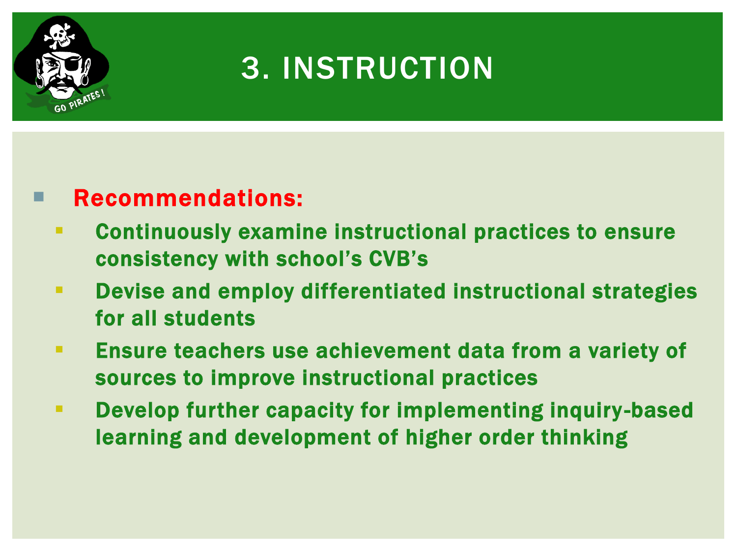# 3. INSTRUCTION

- **Recommendations:**
  - **Continuously examine instructional practices to ensure consistency with school's CVB's**
  - **Devise and employ differentiated instructional strategies for all students**
  - **Ensure teachers use achievement data from a variety of sources to improve instructional practices**
  - **Develop further capacity for implementing inquiry-based learning and development of higher order thinking**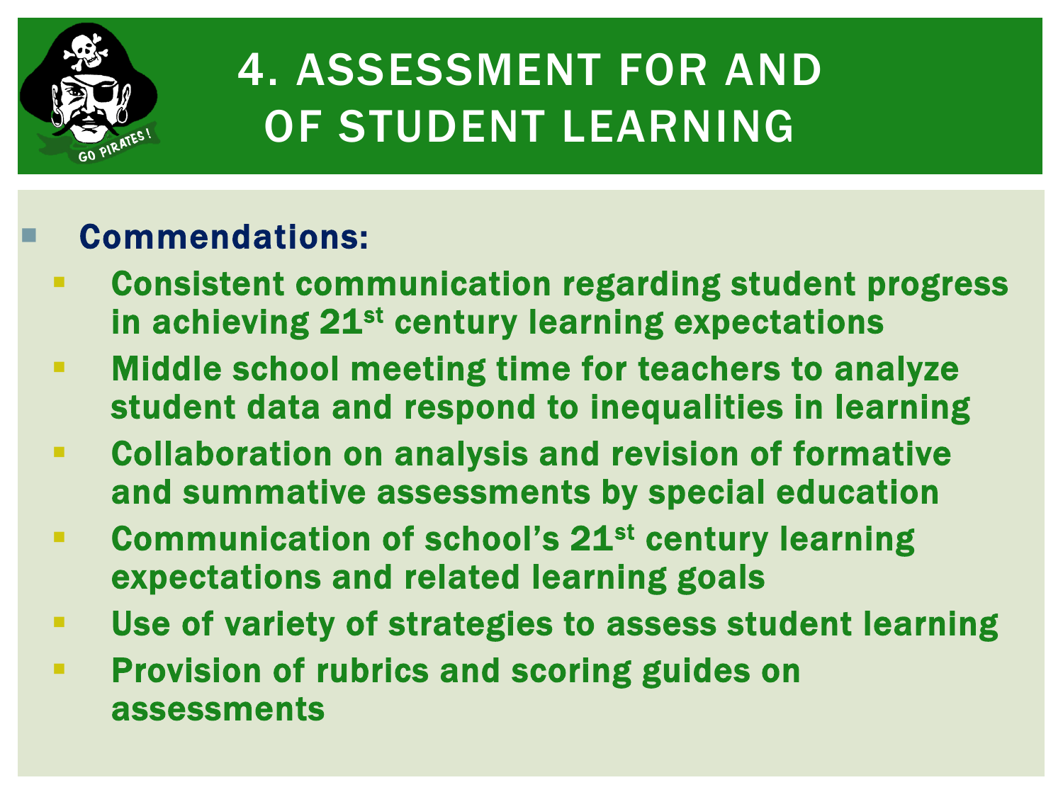# 4. ASSESSMENT FOR AND OF STUDENT LEARNING

- **Commendations:**
  - Consistent communication regarding student progress in achieving 21st century learning expectations
  - Middle school meeting time for teachers to analyze student data and respond to inequalities in learning
  - Collaboration on analysis and revision of formative and summative assessments by special education
  - Communication of school's 21st century learning expectations and related learning goals
  - Use of variety of strategies to assess student learning
  - Provision of rubrics and scoring guides on assessments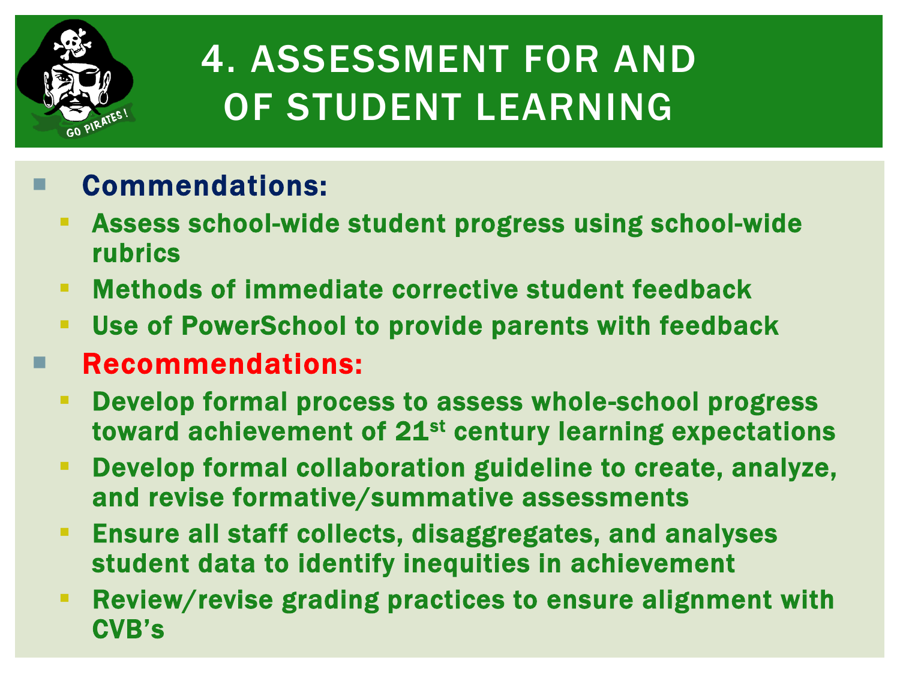# 4. ASSESSMENT FOR AND OF STUDENT LEARNING

- **Commendations:**
  - Assess school-wide student progress using school-wide rubrics
  - Methods of immediate corrective student feedback
  - Use of PowerSchool to provide parents with feedback
- **Recommendations:**
  - Develop formal process to assess whole-school progress toward achievement of 21st century learning expectations
  - Develop formal collaboration guideline to create, analyze, and revise formative/summative assessments
  - Ensure all staff collects, disaggregates, and analyses student data to identify inequities in achievement
  - Review/revise grading practices to ensure alignment with CVB's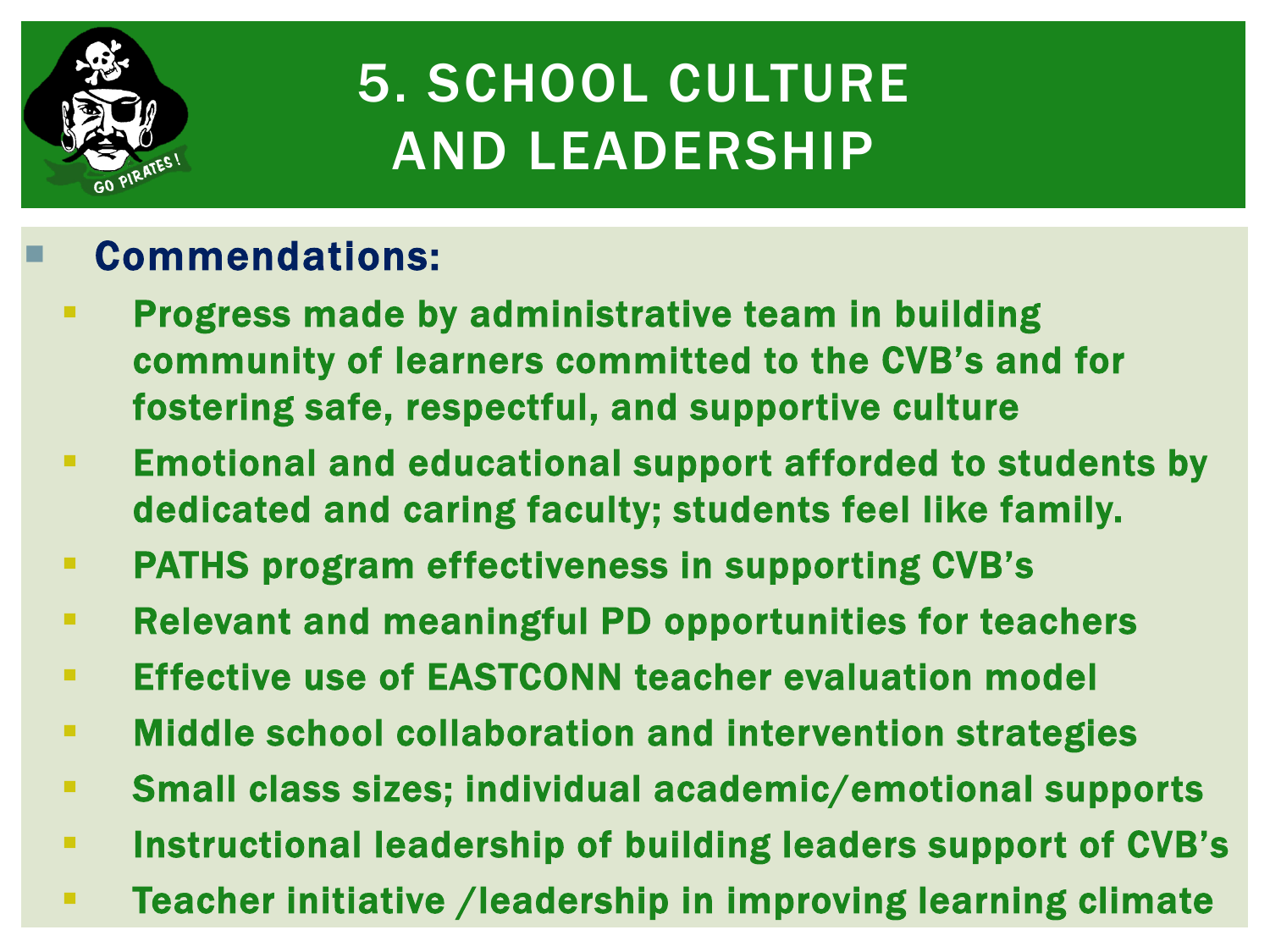# 5. SCHOOL CULTURE AND LEADERSHIP

- **Commendations:**
  - Progress made by administrative team in building community of learners committed to the CVB's and for fostering safe, respectful, and supportive culture
  - Emotional and educational support afforded to students by dedicated and caring faculty; students feel like family.
  - PATHS program effectiveness in supporting CVB's
  - Relevant and meaningful PD opportunities for teachers
  - Effective use of EASTCONN teacher evaluation model
  - Middle school collaboration and intervention strategies
  - Small class sizes; individual academic/emotional supports
  - Instructional leadership of building leaders support of CVB's
  - Teacher initiative /leadership in improving learning climate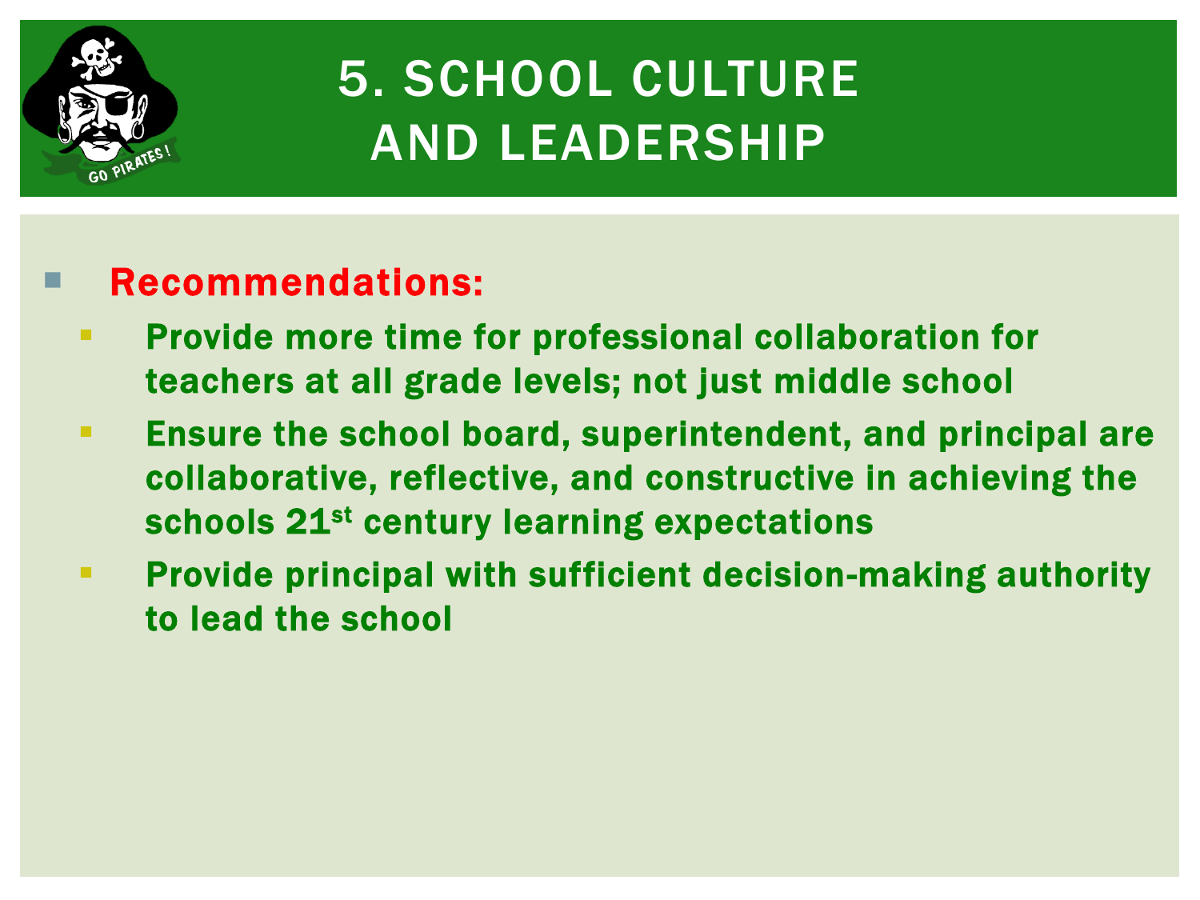# 5. SCHOOL CULTURE AND LEADERSHIP

- **Recommendations:**
  - **Provide more time for professional collaboration for teachers at all grade levels; not just middle school**
  - **Ensure the school board, superintendent, and principal are collaborative, reflective, and constructive in achieving the schools 21st century learning expectations**
  - **Provide principal with sufficient decision-making authority to lead the school**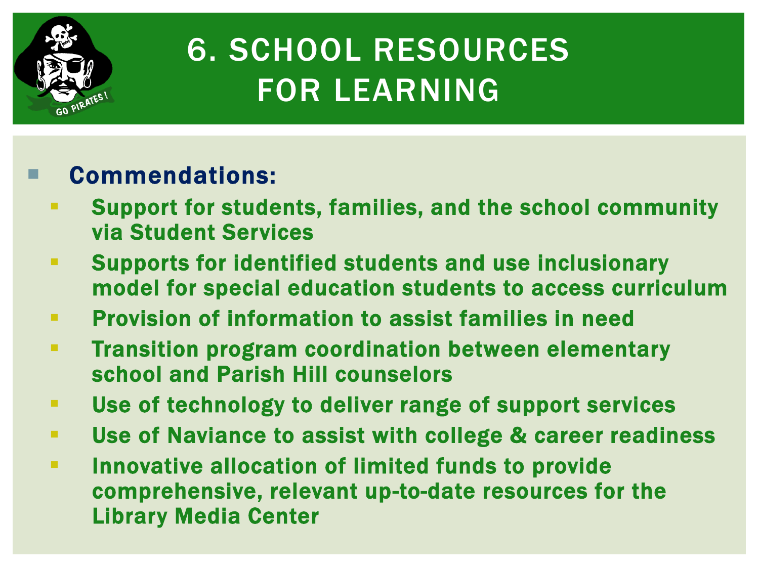# 6. School Resources for Learning

- **Commendations:**
  - Support for students, families, and the school community via Student Services
  - Supports for identified students and use inclusionary model for special education students to access curriculum
  - Provision of information to assist families in need
  - Transition program coordination between elementary school and Parish Hill counselors
  - Use of technology to deliver range of support services
  - Use of Naviance to assist with college & career readiness
  - Innovative allocation of limited funds to provide comprehensive, relevant up-to-date resources for the Library Media Center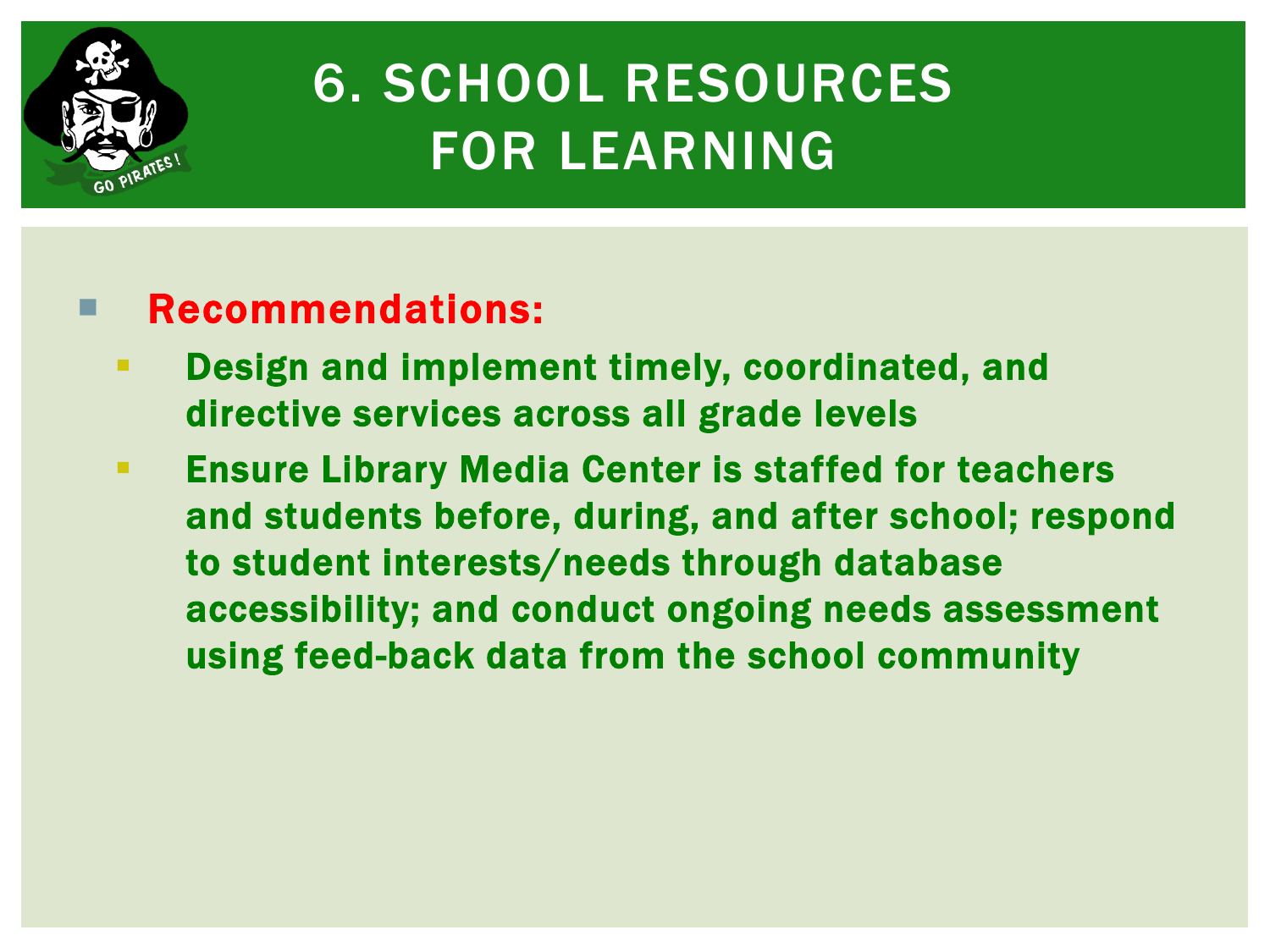# 6. SCHOOL RESOURCES FOR LEARNING

- **Recommendations:**
  - **Design and implement timely, coordinated, and directive services across all grade levels**
  - **Ensure Library Media Center is staffed for teachers and students before, during, and after school; respond to student interests/needs through database accessibility; and conduct ongoing needs assessment using feed-back data from the school community**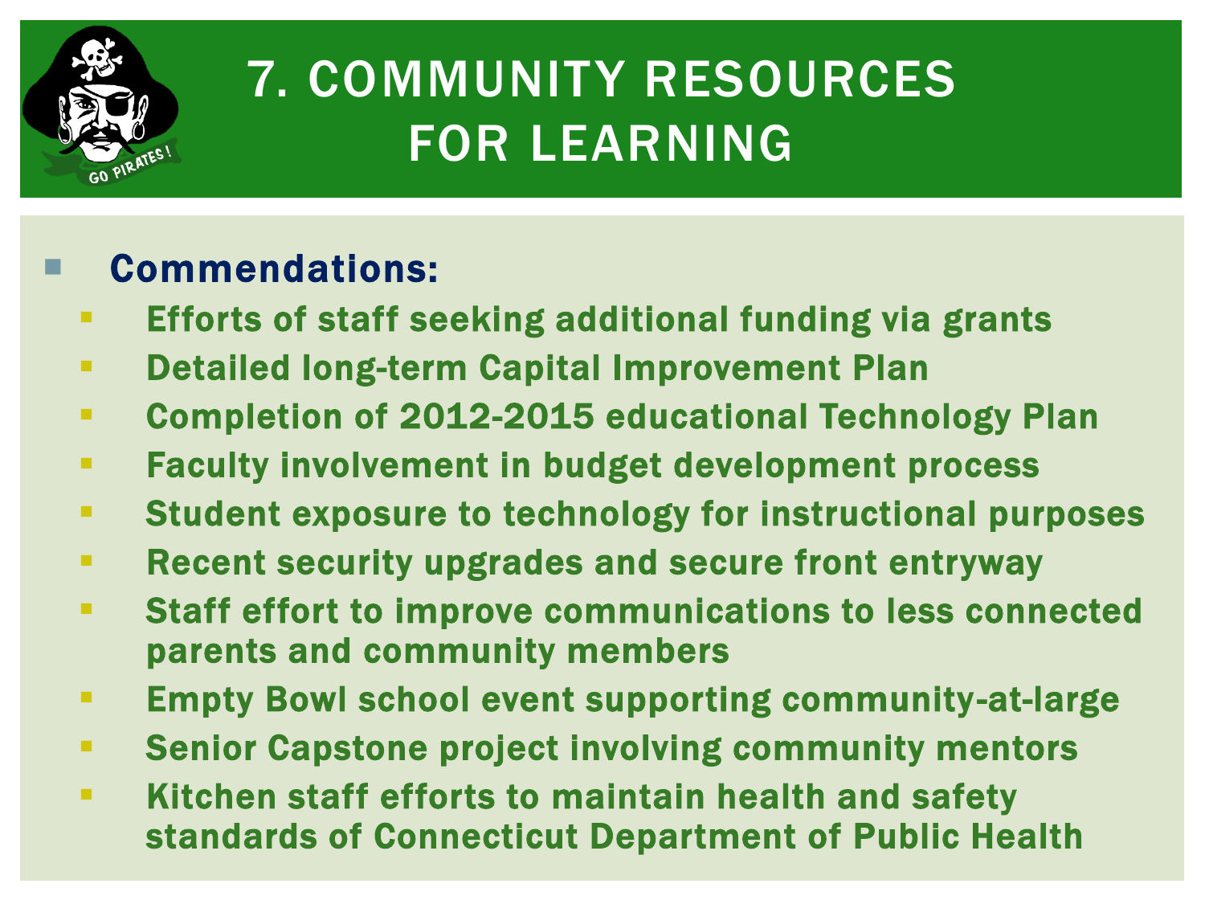# 7. COMMUNITY RESOURCES FOR LEARNING

- **Commendations:**
  - Efforts of staff seeking additional funding via grants
  - Detailed long-term Capital Improvement Plan
  - Completion of 2012-2015 educational Technology Plan
  - Faculty involvement in budget development process
  - Student exposure to technology for instructional purposes
  - Recent security upgrades and secure front entryway
  - Staff effort to improve communications to less connected parents and community members
  - Empty Bowl school event supporting community-at-large
  - Senior Capstone project involving community mentors
  - Kitchen staff efforts to maintain health and safety standards of Connecticut Department of Public Health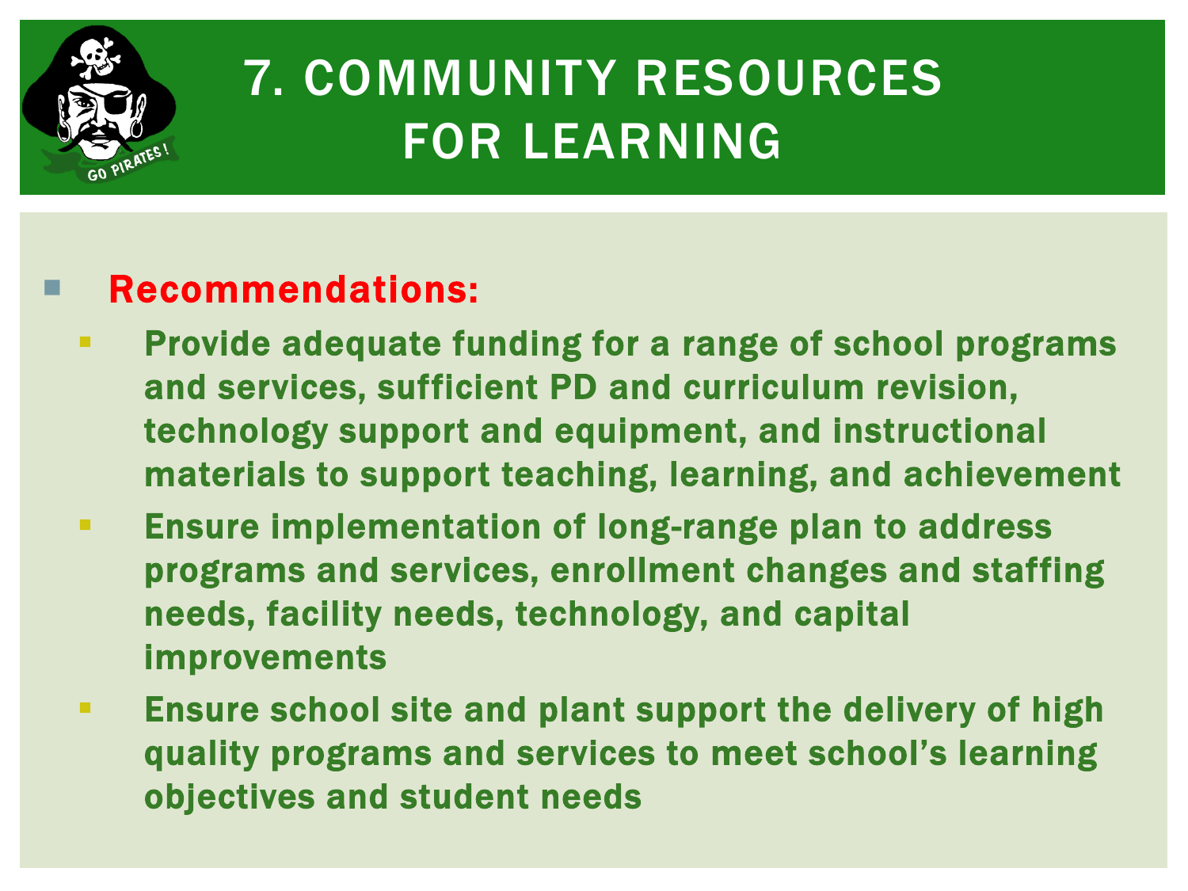# 7. COMMUNITY RESOURCES FOR LEARNING

- **Recommendations:**
  - **Provide adequate funding for a range of school programs and services, sufficient PD and curriculum revision, technology support and equipment, and instructional materials to support teaching, learning, and achievement**
  - **Ensure implementation of long-range plan to address programs and services, enrollment changes and staffing needs, facility needs, technology, and capital improvements**
  - **Ensure school site and plant support the delivery of high quality programs and services to meet school's learning objectives and student needs**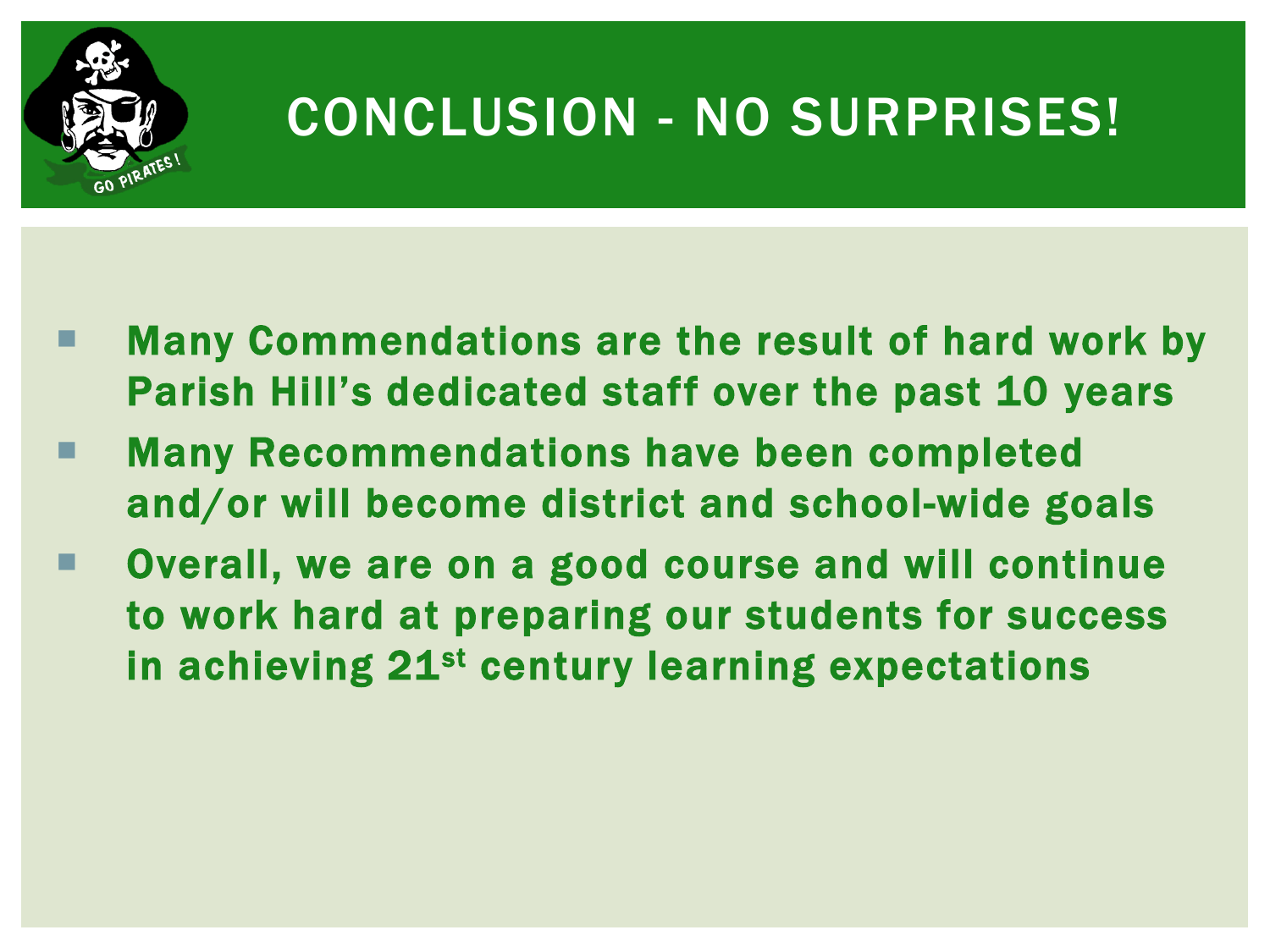# CONCLUSION - NO SURPRISES!

- **Many Commendations are the result of hard work by Parish Hill's dedicated staff over the past 10 years**
- **Many Recommendations have been completed and/or will become district and school-wide goals**
- **Overall, we are on a good course and will continue to work hard at preparing our students for success in achieving 21st century learning expectations**